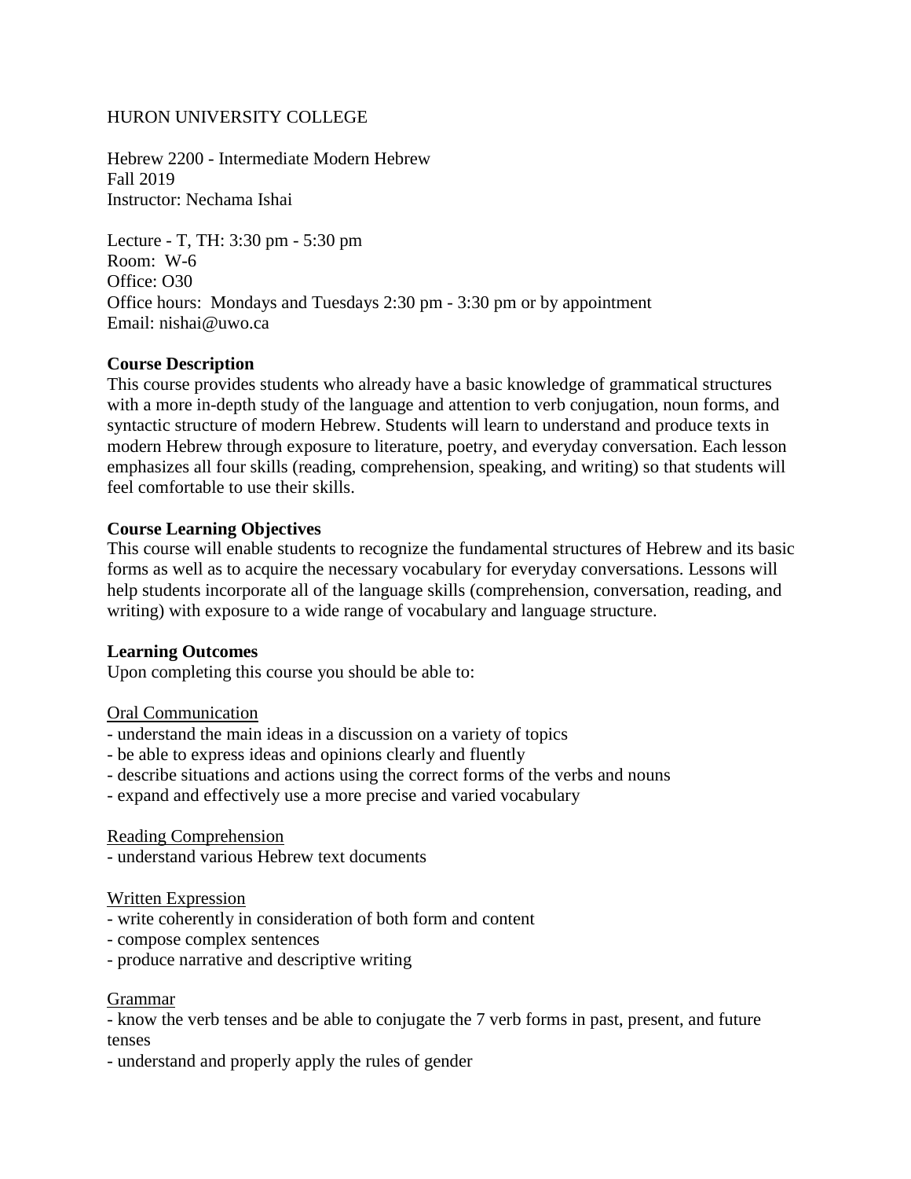HURON UNIVERSITY COLLEGE

Hebrew 2200 - Intermediate Modern Hebrew
Fall 2019
Instructor: Nechama Ishai

Lecture - T, TH: 3:30 pm - 5:30 pm
Room: W-6
Office: O30
Office hours: Mondays and Tuesdays 2:30 pm - 3:30 pm or by appointment
Email: nishai@uwo.ca

**Course Description**

This course provides students who already have a basic knowledge of grammatical structures with a more in-depth study of the language and attention to verb conjugation, noun forms, and syntactic structure of modern Hebrew. Students will learn to understand and produce texts in modern Hebrew through exposure to literature, poetry, and everyday conversation. Each lesson emphasizes all four skills (reading, comprehension, speaking, and writing) so that students will feel comfortable to use their skills.

**Course Learning Objectives**

This course will enable students to recognize the fundamental structures of Hebrew and its basic forms as well as to acquire the necessary vocabulary for everyday conversations. Lessons will help students incorporate all of the language skills (comprehension, conversation, reading, and writing) with exposure to a wide range of vocabulary and language structure.

**Learning Outcomes**

Upon completing this course you should be able to:

<u>Oral Communication</u>

- understand the main ideas in a discussion on a variety of topics
- be able to express ideas and opinions clearly and fluently
- describe situations and actions using the correct forms of the verbs and nouns
- expand and effectively use a more precise and varied vocabulary

<u>Reading Comprehension</u>

- understand various Hebrew text documents

<u>Written Expression</u>

- write coherently in consideration of both form and content
- compose complex sentences
- produce narrative and descriptive writing

<u>Grammar</u>

- know the verb tenses and be able to conjugate the 7 verb forms in past, present, and future tenses
- understand and properly apply the rules of gender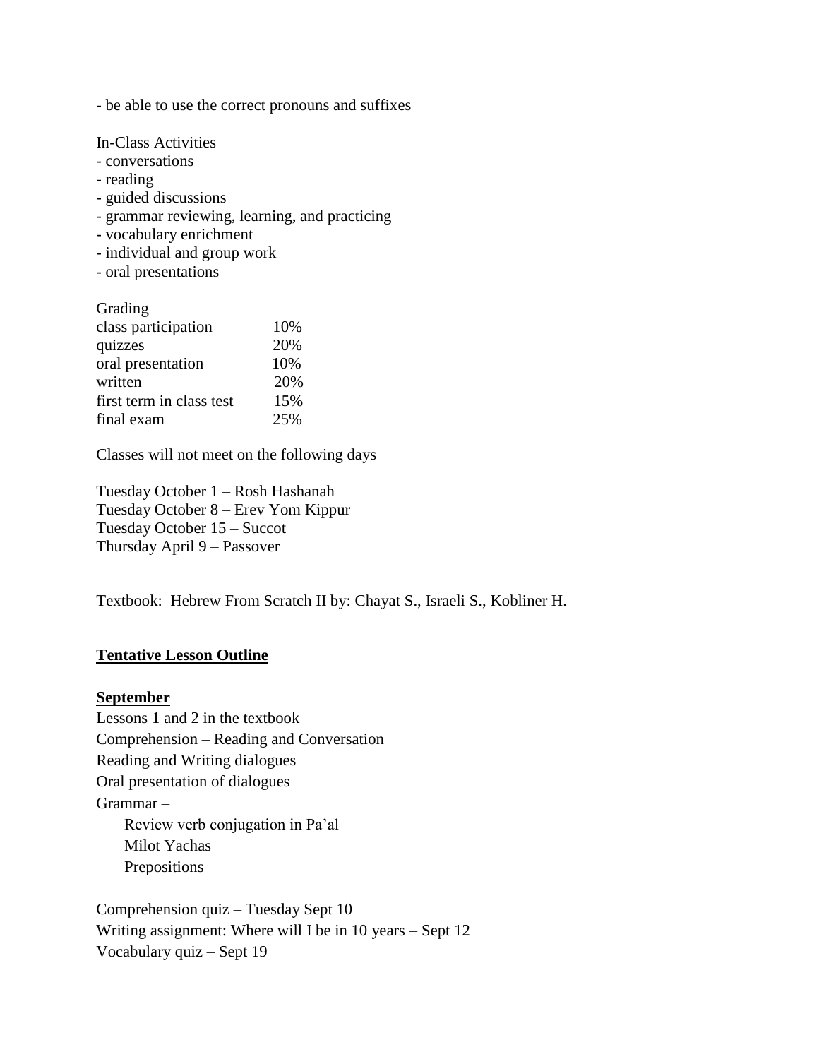- be able to use the correct pronouns and suffixes

<u>In-Class Activities</u>

- conversations
- reading
- guided discussions
- grammar reviewing, learning, and practicing
- vocabulary enrichment
- individual and group work
- oral presentations

<u>Grading</u>

| | |
|---|---|
| class participation | 10% |
| quizzes | 20% |
| oral presentation | 10% |
| written | 20% |
| first term in class test | 15% |
| final exam | 25% |

Classes will not meet on the following days

Tuesday October 1 – Rosh Hashanah
Tuesday October 8 – Erev Yom Kippur
Tuesday October 15 – Succot
Thursday April 9 – Passover

Textbook: Hebrew From Scratch II by: Chayat S., Israeli S., Kobliner H.

## Tentative Lesson Outline

### September

Lessons 1 and 2 in the textbook
Comprehension – Reading and Conversation
Reading and Writing dialogues
Oral presentation of dialogues
Grammar –

- Review verb conjugation in Pa'al
- Milot Yachas
- Prepositions

Comprehension quiz – Tuesday Sept 10
Writing assignment: Where will I be in 10 years – Sept 12
Vocabulary quiz – Sept 19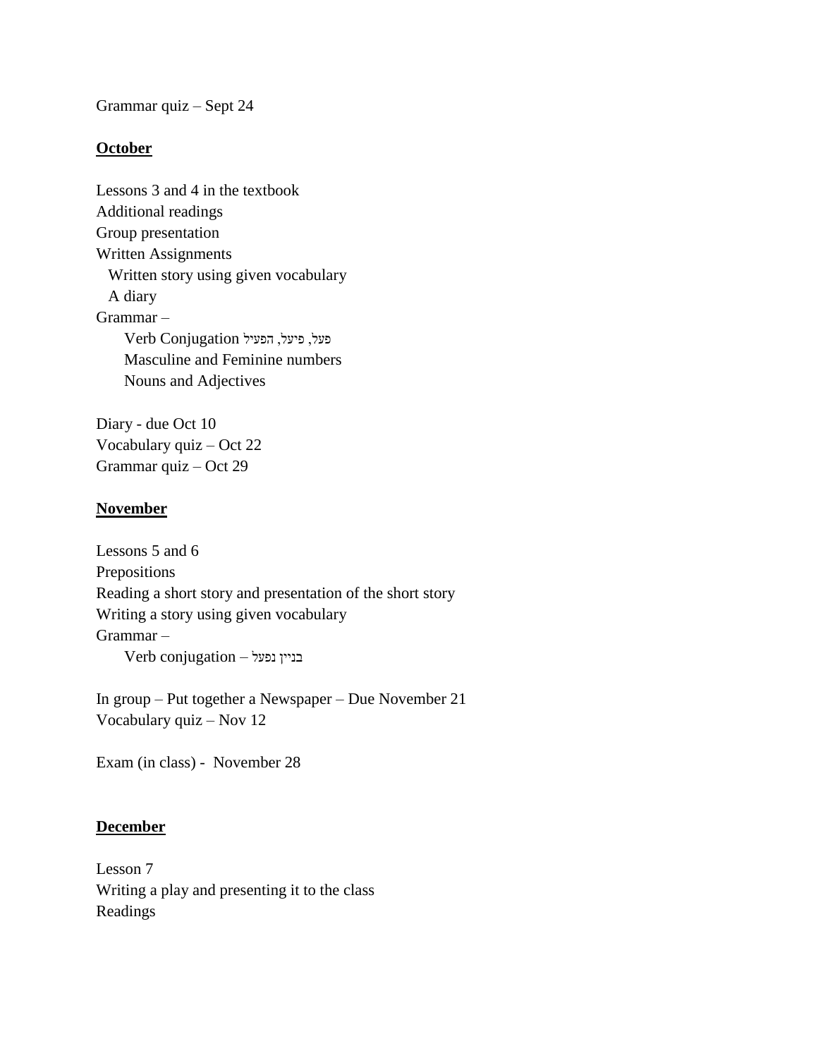Grammar quiz – Sept 24

**October**

Lessons 3 and 4 in the textbook
Additional readings
Group presentation
Written Assignments
  Written story using given vocabulary
  A diary
Grammar –
    Verb Conjugation פעל, פיעל, הפעיל
    Masculine and Feminine numbers
    Nouns and Adjectives

Diary - due Oct 10
Vocabulary quiz – Oct 22
Grammar quiz – Oct 29

**November**

Lessons 5 and 6
Prepositions
Reading a short story and presentation of the short story
Writing a story using given vocabulary
Grammar –
    Verb conjugation – בניין נפעל

In group – Put together a Newspaper – Due November 21
Vocabulary quiz – Nov 12

Exam (in class) - November 28

**December**

Lesson 7
Writing a play and presenting it to the class
Readings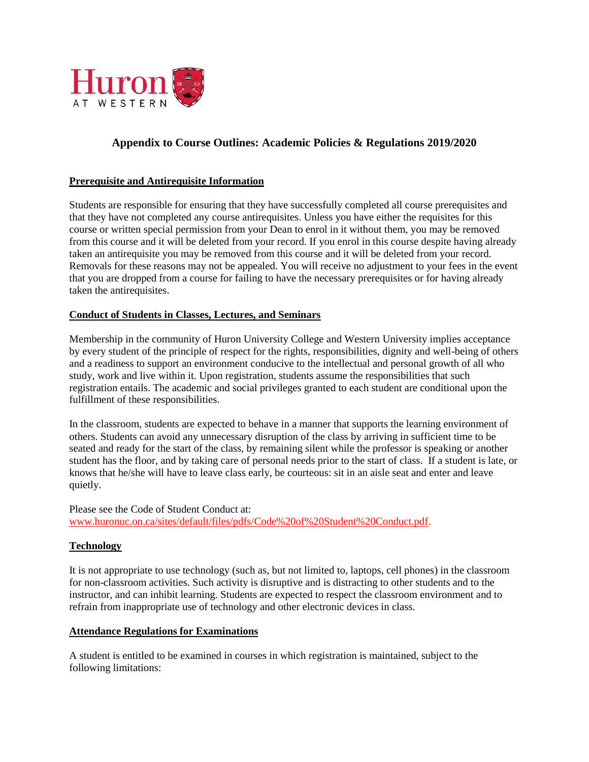Huron AT WESTERN

# Appendix to Course Outlines: Academic Policies & Regulations 2019/2020

## Prerequisite and Antirequisite Information

Students are responsible for ensuring that they have successfully completed all course prerequisites and that they have not completed any course antirequisites. Unless you have either the requisites for this course or written special permission from your Dean to enrol in it without them, you may be removed from this course and it will be deleted from your record. If you enrol in this course despite having already taken an antirequisite you may be removed from this course and it will be deleted from your record. Removals for these reasons may not be appealed. You will receive no adjustment to your fees in the event that you are dropped from a course for failing to have the necessary prerequisites or for having already taken the antirequisites.

## Conduct of Students in Classes, Lectures, and Seminars

Membership in the community of Huron University College and Western University implies acceptance by every student of the principle of respect for the rights, responsibilities, dignity and well-being of others and a readiness to support an environment conducive to the intellectual and personal growth of all who study, work and live within it. Upon registration, students assume the responsibilities that such registration entails. The academic and social privileges granted to each student are conditional upon the fulfillment of these responsibilities.

In the classroom, students are expected to behave in a manner that supports the learning environment of others. Students can avoid any unnecessary disruption of the class by arriving in sufficient time to be seated and ready for the start of the class, by remaining silent while the professor is speaking or another student has the floor, and by taking care of personal needs prior to the start of class. If a student is late, or knows that he/she will have to leave class early, be courteous: sit in an aisle seat and enter and leave quietly.

Please see the Code of Student Conduct at:
www.huronuc.on.ca/sites/default/files/pdfs/Code%20of%20Student%20Conduct.pdf.

## Technology

It is not appropriate to use technology (such as, but not limited to, laptops, cell phones) in the classroom for non-classroom activities. Such activity is disruptive and is distracting to other students and to the instructor, and can inhibit learning. Students are expected to respect the classroom environment and to refrain from inappropriate use of technology and other electronic devices in class.

## Attendance Regulations for Examinations

A student is entitled to be examined in courses in which registration is maintained, subject to the following limitations: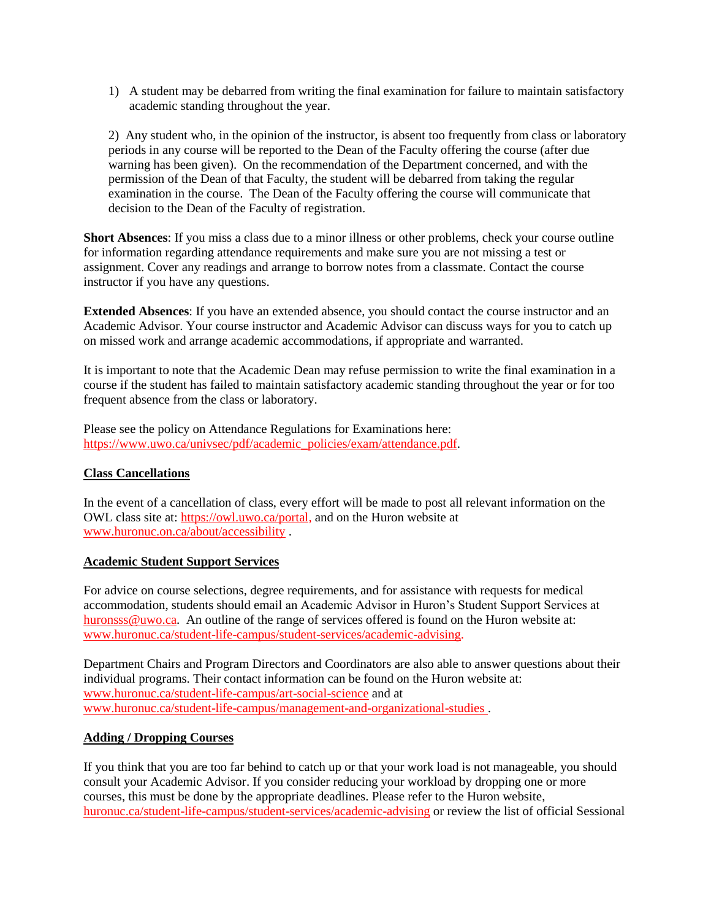1) A student may be debarred from writing the final examination for failure to maintain satisfactory academic standing throughout the year.

2) Any student who, in the opinion of the instructor, is absent too frequently from class or laboratory periods in any course will be reported to the Dean of the Faculty offering the course (after due warning has been given). On the recommendation of the Department concerned, and with the permission of the Dean of that Faculty, the student will be debarred from taking the regular examination in the course. The Dean of the Faculty offering the course will communicate that decision to the Dean of the Faculty of registration.

**Short Absences**: If you miss a class due to a minor illness or other problems, check your course outline for information regarding attendance requirements and make sure you are not missing a test or assignment. Cover any readings and arrange to borrow notes from a classmate. Contact the course instructor if you have any questions.

**Extended Absences**: If you have an extended absence, you should contact the course instructor and an Academic Advisor. Your course instructor and Academic Advisor can discuss ways for you to catch up on missed work and arrange academic accommodations, if appropriate and warranted.

It is important to note that the Academic Dean may refuse permission to write the final examination in a course if the student has failed to maintain satisfactory academic standing throughout the year or for too frequent absence from the class or laboratory.

Please see the policy on Attendance Regulations for Examinations here: https://www.uwo.ca/univsec/pdf/academic_policies/exam/attendance.pdf.

**Class Cancellations**

In the event of a cancellation of class, every effort will be made to post all relevant information on the OWL class site at: https://owl.uwo.ca/portal, and on the Huron website at www.huronuc.on.ca/about/accessibility .

**Academic Student Support Services**

For advice on course selections, degree requirements, and for assistance with requests for medical accommodation, students should email an Academic Advisor in Huron's Student Support Services at huronsss@uwo.ca. An outline of the range of services offered is found on the Huron website at: www.huronuc.ca/student-life-campus/student-services/academic-advising.

Department Chairs and Program Directors and Coordinators are also able to answer questions about their individual programs. Their contact information can be found on the Huron website at: www.huronuc.ca/student-life-campus/art-social-science and at www.huronuc.ca/student-life-campus/management-and-organizational-studies .

**Adding / Dropping Courses**

If you think that you are too far behind to catch up or that your work load is not manageable, you should consult your Academic Advisor. If you consider reducing your workload by dropping one or more courses, this must be done by the appropriate deadlines. Please refer to the Huron website, huronuc.ca/student-life-campus/student-services/academic-advising or review the list of official Sessional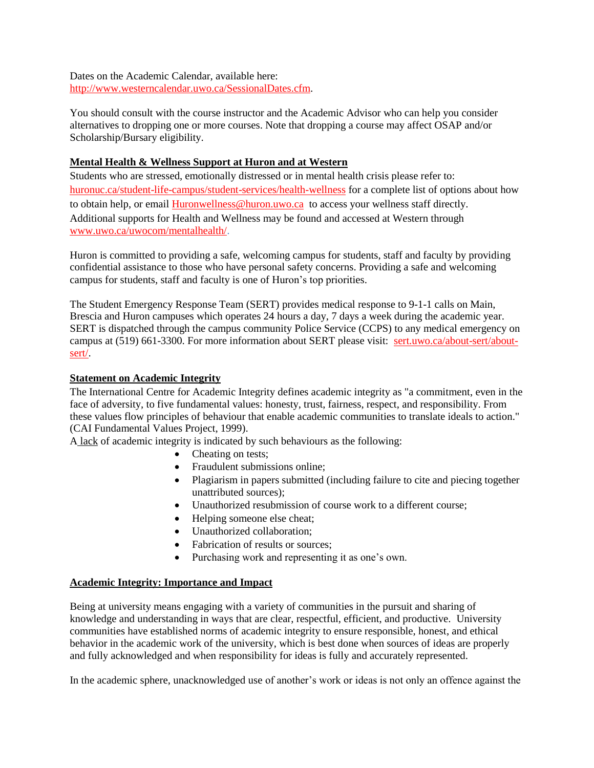Dates on the Academic Calendar, available here: http://www.westerncalendar.uwo.ca/SessionalDates.cfm.

You should consult with the course instructor and the Academic Advisor who can help you consider alternatives to dropping one or more courses. Note that dropping a course may affect OSAP and/or Scholarship/Bursary eligibility.

**Mental Health & Wellness Support at Huron and at Western**

Students who are stressed, emotionally distressed or in mental health crisis please refer to: huronuc.ca/student-life-campus/student-services/health-wellness for a complete list of options about how to obtain help, or email Huronwellness@huron.uwo.ca to access your wellness staff directly. Additional supports for Health and Wellness may be found and accessed at Western through www.uwo.ca/uwocom/mentalhealth/.

Huron is committed to providing a safe, welcoming campus for students, staff and faculty by providing confidential assistance to those who have personal safety concerns. Providing a safe and welcoming campus for students, staff and faculty is one of Huron's top priorities.

The Student Emergency Response Team (SERT) provides medical response to 9-1-1 calls on Main, Brescia and Huron campuses which operates 24 hours a day, 7 days a week during the academic year. SERT is dispatched through the campus community Police Service (CCPS) to any medical emergency on campus at (519) 661-3300. For more information about SERT please visit: sert.uwo.ca/about-sert/about-sert/.

**Statement on Academic Integrity**

The International Centre for Academic Integrity defines academic integrity as "a commitment, even in the face of adversity, to five fundamental values: honesty, trust, fairness, respect, and responsibility. From these values flow principles of behaviour that enable academic communities to translate ideals to action." (CAI Fundamental Values Project, 1999).

A lack of academic integrity is indicated by such behaviours as the following:

- Cheating on tests;
- Fraudulent submissions online;
- Plagiarism in papers submitted (including failure to cite and piecing together unattributed sources);
- Unauthorized resubmission of course work to a different course;
- Helping someone else cheat;
- Unauthorized collaboration;
- Fabrication of results or sources;
- Purchasing work and representing it as one's own.

**Academic Integrity: Importance and Impact**

Being at university means engaging with a variety of communities in the pursuit and sharing of knowledge and understanding in ways that are clear, respectful, efficient, and productive. University communities have established norms of academic integrity to ensure responsible, honest, and ethical behavior in the academic work of the university, which is best done when sources of ideas are properly and fully acknowledged and when responsibility for ideas is fully and accurately represented.

In the academic sphere, unacknowledged use of another's work or ideas is not only an offence against the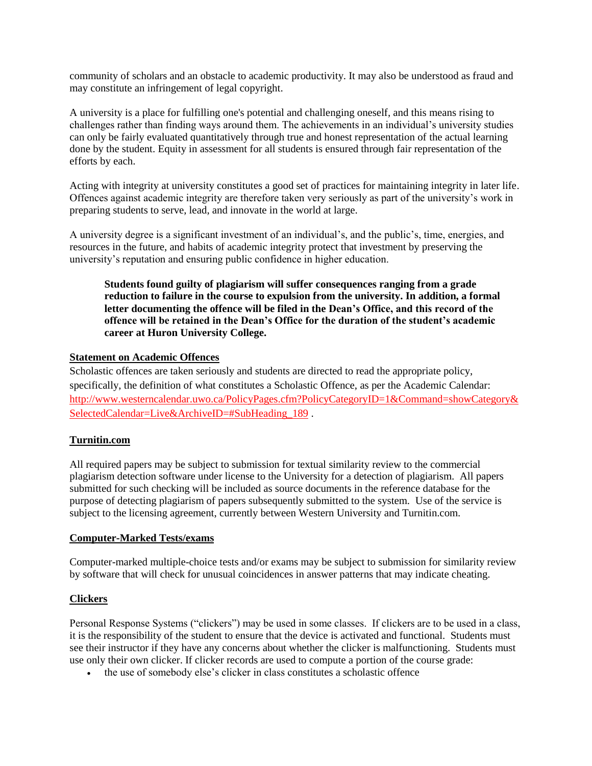community of scholars and an obstacle to academic productivity. It may also be understood as fraud and may constitute an infringement of legal copyright.

A university is a place for fulfilling one's potential and challenging oneself, and this means rising to challenges rather than finding ways around them. The achievements in an individual's university studies can only be fairly evaluated quantitatively through true and honest representation of the actual learning done by the student. Equity in assessment for all students is ensured through fair representation of the efforts by each.

Acting with integrity at university constitutes a good set of practices for maintaining integrity in later life. Offences against academic integrity are therefore taken very seriously as part of the university's work in preparing students to serve, lead, and innovate in the world at large.

A university degree is a significant investment of an individual's, and the public's, time, energies, and resources in the future, and habits of academic integrity protect that investment by preserving the university's reputation and ensuring public confidence in higher education.

> **Students found guilty of plagiarism will suffer consequences ranging from a grade reduction to failure in the course to expulsion from the university. In addition, a formal letter documenting the offence will be filed in the Dean's Office, and this record of the offence will be retained in the Dean's Office for the duration of the student's academic career at Huron University College.**

**Statement on Academic Offences**

Scholastic offences are taken seriously and students are directed to read the appropriate policy, specifically, the definition of what constitutes a Scholastic Offence, as per the Academic Calendar: http://www.westerncalendar.uwo.ca/PolicyPages.cfm?PolicyCategoryID=1&Command=showCategory&SelectedCalendar=Live&ArchiveID=#SubHeading_189 .

**Turnitin.com**

All required papers may be subject to submission for textual similarity review to the commercial plagiarism detection software under license to the University for a detection of plagiarism. All papers submitted for such checking will be included as source documents in the reference database for the purpose of detecting plagiarism of papers subsequently submitted to the system. Use of the service is subject to the licensing agreement, currently between Western University and Turnitin.com.

**Computer-Marked Tests/exams**

Computer-marked multiple-choice tests and/or exams may be subject to submission for similarity review by software that will check for unusual coincidences in answer patterns that may indicate cheating.

**Clickers**

Personal Response Systems ("clickers") may be used in some classes. If clickers are to be used in a class, it is the responsibility of the student to ensure that the device is activated and functional. Students must see their instructor if they have any concerns about whether the clicker is malfunctioning. Students must use only their own clicker. If clicker records are used to compute a portion of the course grade:

- the use of somebody else's clicker in class constitutes a scholastic offence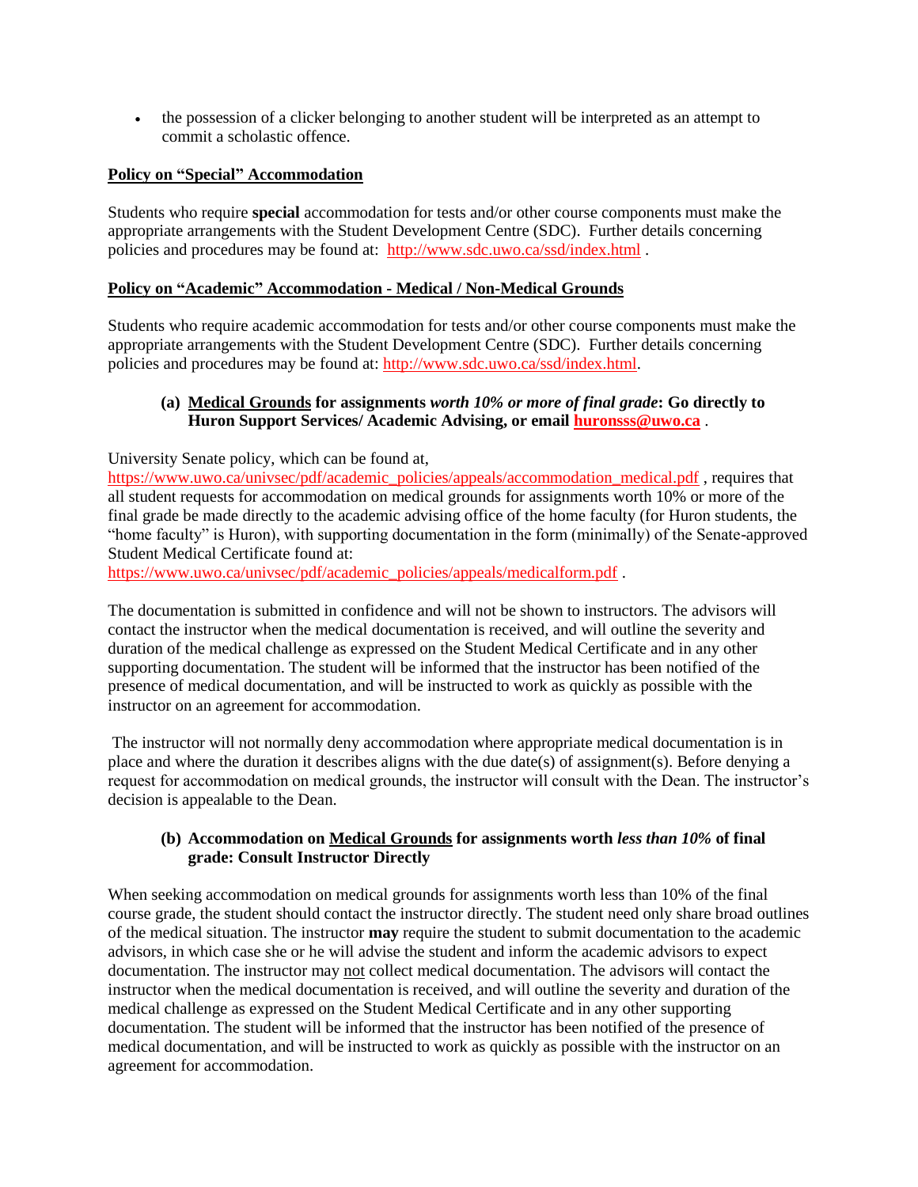- the possession of a clicker belonging to another student will be interpreted as an attempt to commit a scholastic offence.

**Policy on "Special" Accommodation**

Students who require **special** accommodation for tests and/or other course components must make the appropriate arrangements with the Student Development Centre (SDC). Further details concerning policies and procedures may be found at: http://www.sdc.uwo.ca/ssd/index.html .

**Policy on "Academic" Accommodation - Medical / Non-Medical Grounds**

Students who require academic accommodation for tests and/or other course components must make the appropriate arrangements with the Student Development Centre (SDC). Further details concerning policies and procedures may be found at: http://www.sdc.uwo.ca/ssd/index.html.

**(a) Medical Grounds for assignments *worth 10% or more of final grade*: Go directly to Huron Support Services/ Academic Advising, or email huronsss@uwo.ca .**

University Senate policy, which can be found at, https://www.uwo.ca/univsec/pdf/academic_policies/appeals/accommodation_medical.pdf , requires that all student requests for accommodation on medical grounds for assignments worth 10% or more of the final grade be made directly to the academic advising office of the home faculty (for Huron students, the "home faculty" is Huron), with supporting documentation in the form (minimally) of the Senate-approved Student Medical Certificate found at: https://www.uwo.ca/univsec/pdf/academic_policies/appeals/medicalform.pdf .

The documentation is submitted in confidence and will not be shown to instructors. The advisors will contact the instructor when the medical documentation is received, and will outline the severity and duration of the medical challenge as expressed on the Student Medical Certificate and in any other supporting documentation. The student will be informed that the instructor has been notified of the presence of medical documentation, and will be instructed to work as quickly as possible with the instructor on an agreement for accommodation.

The instructor will not normally deny accommodation where appropriate medical documentation is in place and where the duration it describes aligns with the due date(s) of assignment(s). Before denying a request for accommodation on medical grounds, the instructor will consult with the Dean. The instructor's decision is appealable to the Dean.

**(b) Accommodation on Medical Grounds for assignments worth *less than 10%* of final grade: Consult Instructor Directly**

When seeking accommodation on medical grounds for assignments worth less than 10% of the final course grade, the student should contact the instructor directly. The student need only share broad outlines of the medical situation. The instructor **may** require the student to submit documentation to the academic advisors, in which case she or he will advise the student and inform the academic advisors to expect documentation. The instructor may not collect medical documentation. The advisors will contact the instructor when the medical documentation is received, and will outline the severity and duration of the medical challenge as expressed on the Student Medical Certificate and in any other supporting documentation. The student will be informed that the instructor has been notified of the presence of medical documentation, and will be instructed to work as quickly as possible with the instructor on an agreement for accommodation.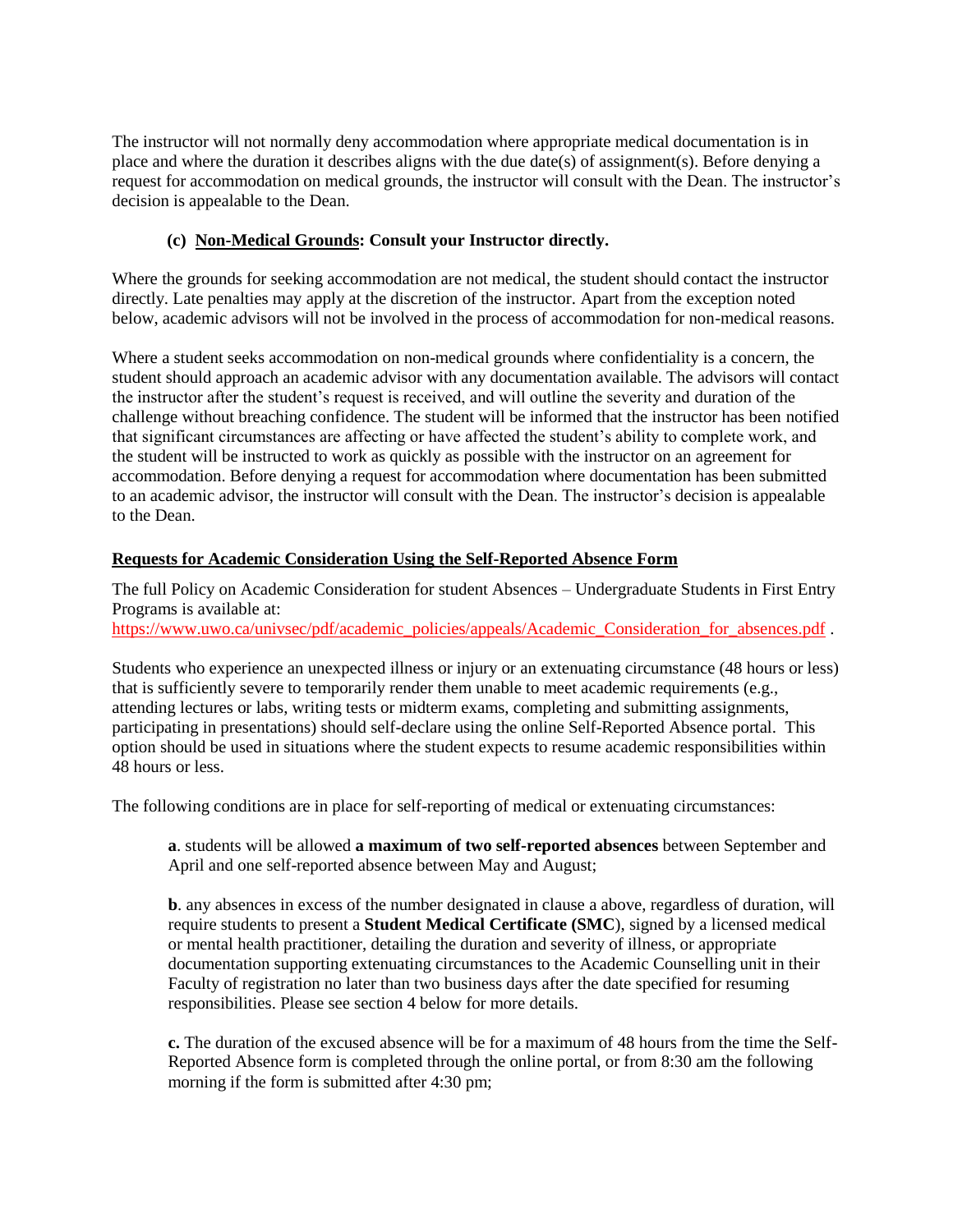The instructor will not normally deny accommodation where appropriate medical documentation is in place and where the duration it describes aligns with the due date(s) of assignment(s). Before denying a request for accommodation on medical grounds, the instructor will consult with the Dean. The instructor's decision is appealable to the Dean.

**(c) <u>Non-Medical Grounds</u>: Consult your Instructor directly.**

Where the grounds for seeking accommodation are not medical, the student should contact the instructor directly. Late penalties may apply at the discretion of the instructor. Apart from the exception noted below, academic advisors will not be involved in the process of accommodation for non-medical reasons.

Where a student seeks accommodation on non-medical grounds where confidentiality is a concern, the student should approach an academic advisor with any documentation available. The advisors will contact the instructor after the student's request is received, and will outline the severity and duration of the challenge without breaching confidence. The student will be informed that the instructor has been notified that significant circumstances are affecting or have affected the student's ability to complete work, and the student will be instructed to work as quickly as possible with the instructor on an agreement for accommodation. Before denying a request for accommodation where documentation has been submitted to an academic advisor, the instructor will consult with the Dean. The instructor's decision is appealable to the Dean.

**<u>Requests for Academic Consideration Using the Self-Reported Absence Form</u>**

The full Policy on Academic Consideration for student Absences – Undergraduate Students in First Entry Programs is available at:
https://www.uwo.ca/univsec/pdf/academic_policies/appeals/Academic_Consideration_for_absences.pdf .

Students who experience an unexpected illness or injury or an extenuating circumstance (48 hours or less) that is sufficiently severe to temporarily render them unable to meet academic requirements (e.g., attending lectures or labs, writing tests or midterm exams, completing and submitting assignments, participating in presentations) should self-declare using the online Self-Reported Absence portal. This option should be used in situations where the student expects to resume academic responsibilities within 48 hours or less.

The following conditions are in place for self-reporting of medical or extenuating circumstances:

**a**. students will be allowed **a maximum of two self-reported absences** between September and April and one self-reported absence between May and August;

**b**. any absences in excess of the number designated in clause a above, regardless of duration, will require students to present a **Student Medical Certificate (SMC**), signed by a licensed medical or mental health practitioner, detailing the duration and severity of illness, or appropriate documentation supporting extenuating circumstances to the Academic Counselling unit in their Faculty of registration no later than two business days after the date specified for resuming responsibilities. Please see section 4 below for more details.

**c.** The duration of the excused absence will be for a maximum of 48 hours from the time the Self-Reported Absence form is completed through the online portal, or from 8:30 am the following morning if the form is submitted after 4:30 pm;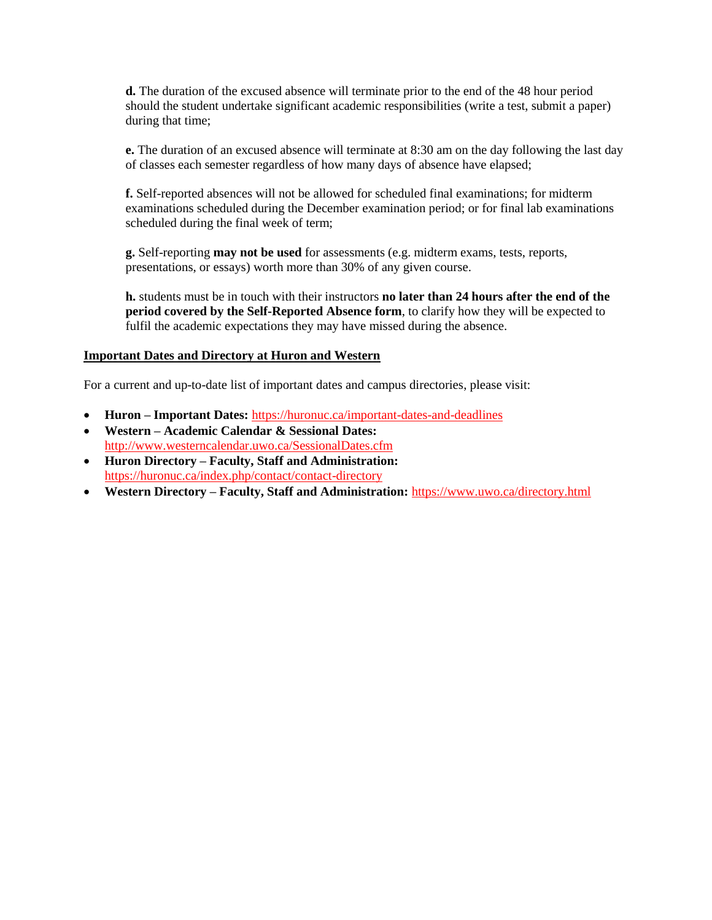**d.** The duration of the excused absence will terminate prior to the end of the 48 hour period should the student undertake significant academic responsibilities (write a test, submit a paper) during that time;

**e.** The duration of an excused absence will terminate at 8:30 am on the day following the last day of classes each semester regardless of how many days of absence have elapsed;

**f.** Self-reported absences will not be allowed for scheduled final examinations; for midterm examinations scheduled during the December examination period; or for final lab examinations scheduled during the final week of term;

**g.** Self-reporting **may not be used** for assessments (e.g. midterm exams, tests, reports, presentations, or essays) worth more than 30% of any given course.

**h.** students must be in touch with their instructors **no later than 24 hours after the end of the period covered by the Self-Reported Absence form**, to clarify how they will be expected to fulfil the academic expectations they may have missed during the absence.

## Important Dates and Directory at Huron and Western

For a current and up-to-date list of important dates and campus directories, please visit:

- **Huron – Important Dates:** https://huronuc.ca/important-dates-and-deadlines
- **Western – Academic Calendar & Sessional Dates:** http://www.westerncalendar.uwo.ca/SessionalDates.cfm
- **Huron Directory – Faculty, Staff and Administration:** https://huronuc.ca/index.php/contact/contact-directory
- **Western Directory – Faculty, Staff and Administration:** https://www.uwo.ca/directory.html